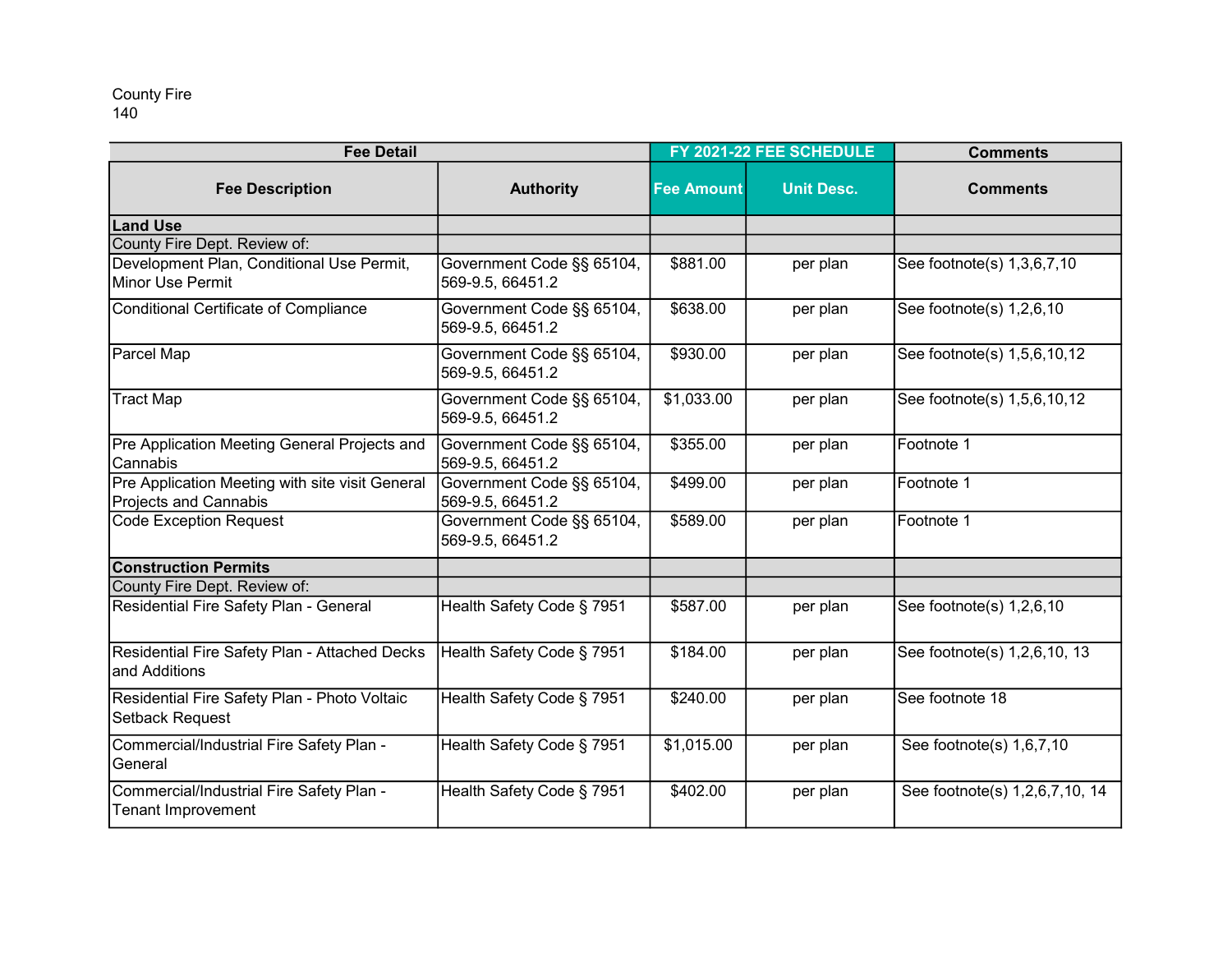County Fire
140

| Fee Detail | | FY 2021-22 FEE SCHEDULE | | Comments |
|---|---|---|---|---|
| **Fee Description** | **Authority** | **Fee Amount** | **Unit Desc.** | **Comments** |
| **Land Use** | | | | |
| County Fire Dept. Review of: | | | | |
| Development Plan, Conditional Use Permit, Minor Use Permit | Government Code §§ 65104, 569-9.5, 66451.2 | $881.00 | per plan | See footnote(s) 1,3,6,7,10 |
| Conditional Certificate of Compliance | Government Code §§ 65104, 569-9.5, 66451.2 | $638.00 | per plan | See footnote(s) 1,2,6,10 |
| Parcel Map | Government Code §§ 65104, 569-9.5, 66451.2 | $930.00 | per plan | See footnote(s) 1,5,6,10,12 |
| Tract Map | Government Code §§ 65104, 569-9.5, 66451.2 | $1,033.00 | per plan | See footnote(s) 1,5,6,10,12 |
| Pre Application Meeting General Projects and Cannabis | Government Code §§ 65104, 569-9.5, 66451.2 | $355.00 | per plan | Footnote 1 |
| Pre Application Meeting with site visit General Projects and Cannabis | Government Code §§ 65104, 569-9.5, 66451.2 | $499.00 | per plan | Footnote 1 |
| Code Exception Request | Government Code §§ 65104, 569-9.5, 66451.2 | $589.00 | per plan | Footnote 1 |
| **Construction Permits** | | | | |
| County Fire Dept. Review of: | | | | |
| Residential Fire Safety Plan - General | Health Safety Code § 7951 | $587.00 | per plan | See footnote(s) 1,2,6,10 |
| Residential Fire Safety Plan - Attached Decks and Additions | Health Safety Code § 7951 | $184.00 | per plan | See footnote(s) 1,2,6,10, 13 |
| Residential Fire Safety Plan - Photo Voltaic Setback Request | Health Safety Code § 7951 | $240.00 | per plan | See footnote 18 |
| Commercial/Industrial Fire Safety Plan - General | Health Safety Code § 7951 | $1,015.00 | per plan | See footnote(s) 1,6,7,10 |
| Commercial/Industrial Fire Safety Plan - Tenant Improvement | Health Safety Code § 7951 | $402.00 | per plan | See footnote(s) 1,2,6,7,10, 14 |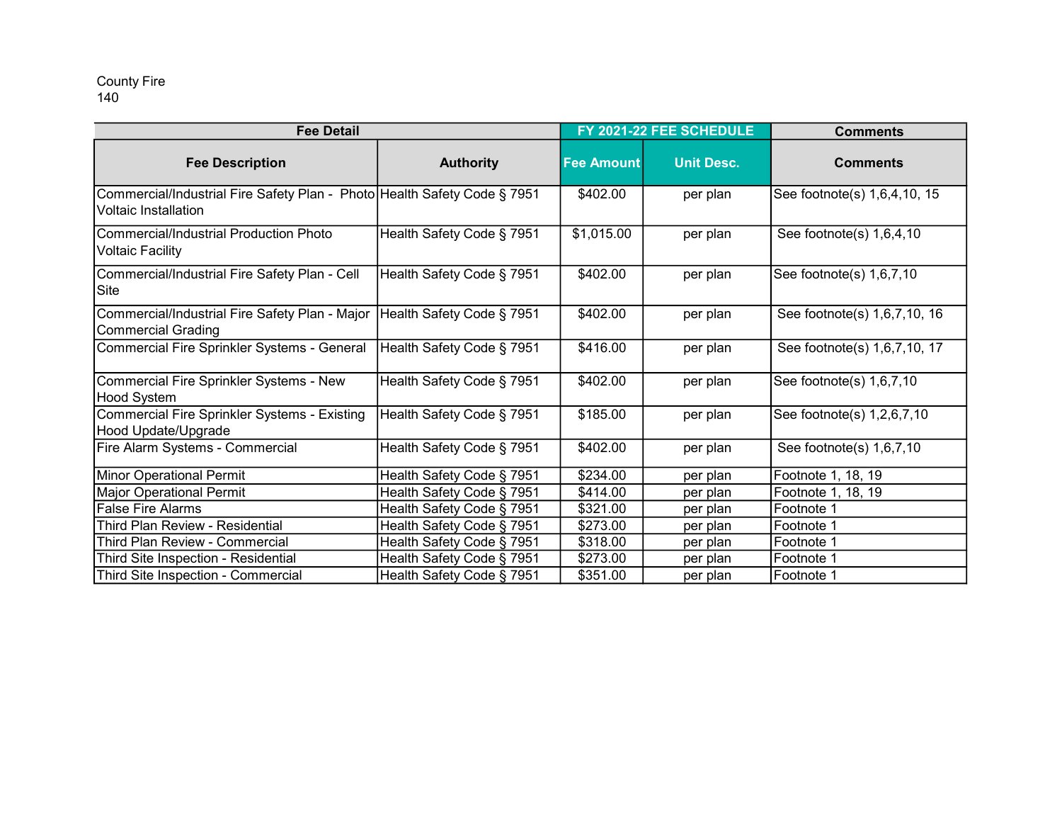County Fire
140

| Fee Detail | | FY 2021-22 FEE SCHEDULE | | Comments |
|---|---|---|---|---|
| Fee Description | Authority | Fee Amount | Unit Desc. | Comments |
| Commercial/Industrial Fire Safety Plan - Photo Voltaic Installation | Health Safety Code § 7951 | $402.00 | per plan | See footnote(s) 1,6,4,10, 15 |
| Commercial/Industrial Production Photo Voltaic Facility | Health Safety Code § 7951 | $1,015.00 | per plan | See footnote(s) 1,6,4,10 |
| Commercial/Industrial Fire Safety Plan - Cell Site | Health Safety Code § 7951 | $402.00 | per plan | See footnote(s) 1,6,7,10 |
| Commercial/Industrial Fire Safety Plan - Major Commercial Grading | Health Safety Code § 7951 | $402.00 | per plan | See footnote(s) 1,6,7,10, 16 |
| Commercial Fire Sprinkler Systems - General | Health Safety Code § 7951 | $416.00 | per plan | See footnote(s) 1,6,7,10, 17 |
| Commercial Fire Sprinkler Systems - New Hood System | Health Safety Code § 7951 | $402.00 | per plan | See footnote(s) 1,6,7,10 |
| Commercial Fire Sprinkler Systems - Existing Hood Update/Upgrade | Health Safety Code § 7951 | $185.00 | per plan | See footnote(s) 1,2,6,7,10 |
| Fire Alarm Systems - Commercial | Health Safety Code § 7951 | $402.00 | per plan | See footnote(s) 1,6,7,10 |
| Minor Operational Permit | Health Safety Code § 7951 | $234.00 | per plan | Footnote 1, 18, 19 |
| Major Operational Permit | Health Safety Code § 7951 | $414.00 | per plan | Footnote 1, 18, 19 |
| False Fire Alarms | Health Safety Code § 7951 | $321.00 | per plan | Footnote 1 |
| Third Plan Review - Residential | Health Safety Code § 7951 | $273.00 | per plan | Footnote 1 |
| Third Plan Review - Commercial | Health Safety Code § 7951 | $318.00 | per plan | Footnote 1 |
| Third Site Inspection - Residential | Health Safety Code § 7951 | $273.00 | per plan | Footnote 1 |
| Third Site Inspection - Commercial | Health Safety Code § 7951 | $351.00 | per plan | Footnote 1 |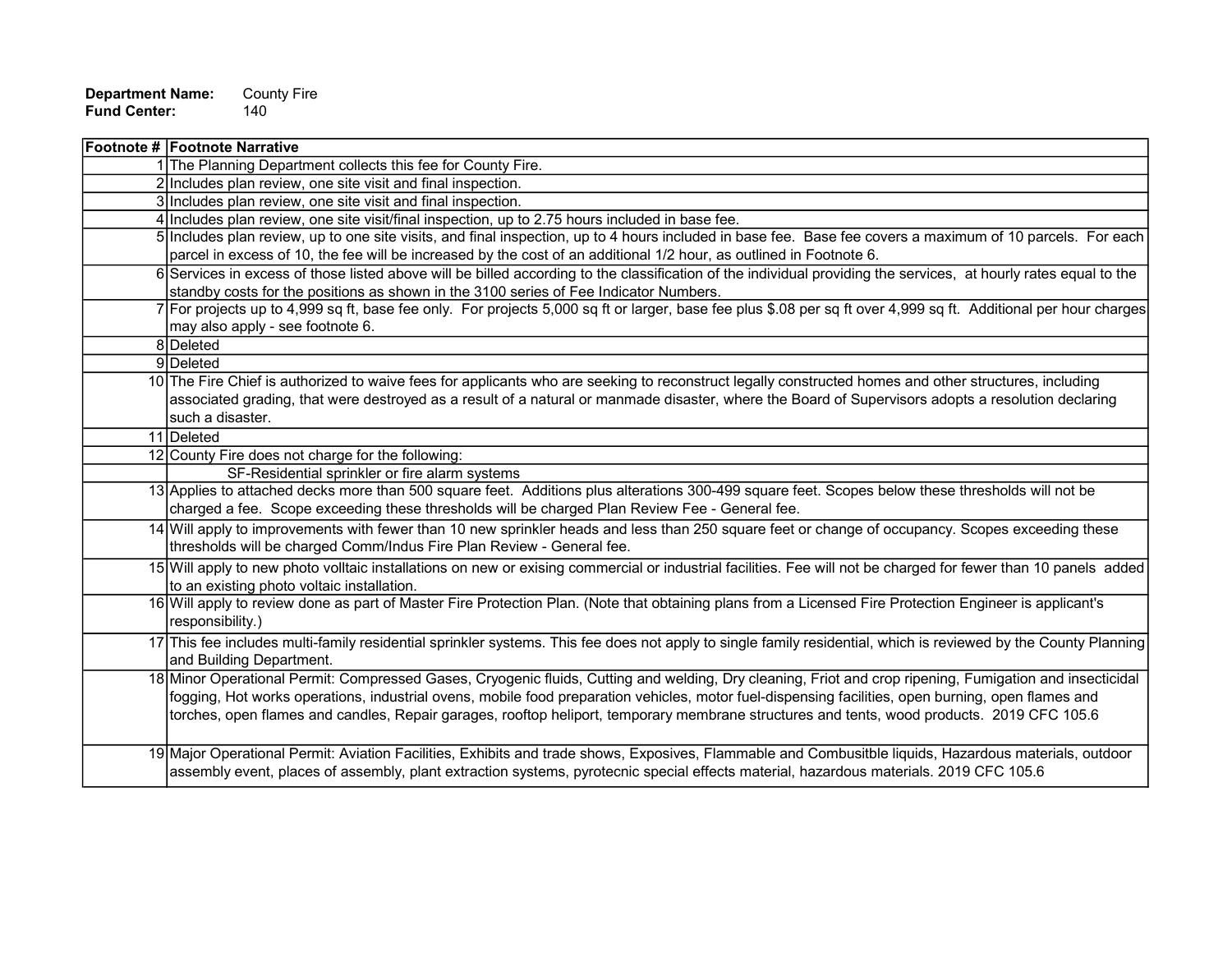**Department Name:** County Fire
**Fund Center:** 140

| Footnote # | Footnote Narrative |
|---|---|
| 1 | The Planning Department collects this fee for County Fire. |
| 2 | Includes plan review, one site visit and final inspection. |
| 3 | Includes plan review, one site visit and final inspection. |
| 4 | Includes plan review, one site visit/final inspection, up to 2.75 hours included in base fee. |
| 5 | Includes plan review, up to one site visits, and final inspection, up to 4 hours included in base fee. Base fee covers a maximum of 10 parcels. For each parcel in excess of 10, the fee will be increased by the cost of an additional 1/2 hour, as outlined in Footnote 6. |
| 6 | Services in excess of those listed above will be billed according to the classification of the individual providing the services, at hourly rates equal to the standby costs for the positions as shown in the 3100 series of Fee Indicator Numbers. |
| 7 | For projects up to 4,999 sq ft, base fee only. For projects 5,000 sq ft or larger, base fee plus $.08 per sq ft over 4,999 sq ft. Additional per hour charges may also apply - see footnote 6. |
| 8 | Deleted |
| 9 | Deleted |
| 10 | The Fire Chief is authorized to waive fees for applicants who are seeking to reconstruct legally constructed homes and other structures, including associated grading, that were destroyed as a result of a natural or manmade disaster, where the Board of Supervisors adopts a resolution declaring such a disaster. |
| 11 | Deleted |
| 12 | County Fire does not charge for the following: |
| | SF-Residential sprinkler or fire alarm systems |
| 13 | Applies to attached decks more than 500 square feet. Additions plus alterations 300-499 square feet. Scopes below these thresholds will not be charged a fee. Scope exceeding these thresholds will be charged Plan Review Fee - General fee. |
| 14 | Will apply to improvements with fewer than 10 new sprinkler heads and less than 250 square feet or change of occupancy. Scopes exceeding these thresholds will be charged Comm/Indus Fire Plan Review - General fee. |
| 15 | Will apply to new photo volltaic installations on new or exising commercial or industrial facilities. Fee will not be charged for fewer than 10 panels added to an existing photo voltaic installation. |
| 16 | Will apply to review done as part of Master Fire Protection Plan. (Note that obtaining plans from a Licensed Fire Protection Engineer is applicant's responsibility.) |
| 17 | This fee includes multi-family residential sprinkler systems. This fee does not apply to single family residential, which is reviewed by the County Planning and Building Department. |
| 18 | Minor Operational Permit: Compressed Gases, Cryogenic fluids, Cutting and welding, Dry cleaning, Friot and crop ripening, Fumigation and insecticidal fogging, Hot works operations, industrial ovens, mobile food preparation vehicles, motor fuel-dispensing facilities, open burning, open flames and torches, open flames and candles, Repair garages, rooftop heliport, temporary membrane structures and tents, wood products. 2019 CFC 105.6 |
| 19 | Major Operational Permit: Aviation Facilities, Exhibits and trade shows, Exposives, Flammable and Combusitble liquids, Hazardous materials, outdoor assembly event, places of assembly, plant extraction systems, pyrotecnic special effects material, hazardous materials. 2019 CFC 105.6 |